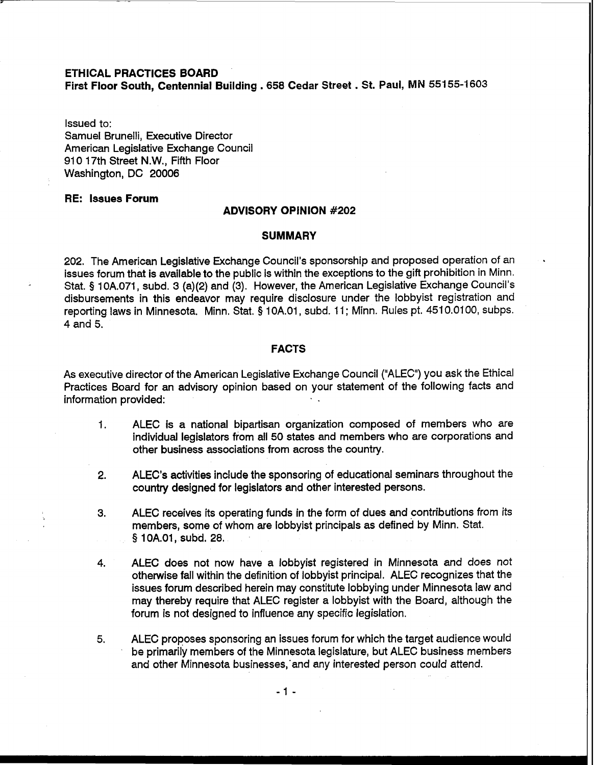**ETHICAL PRACTICES BOARD**
**First Floor South, Centennial Building . 658 Cedar Street . St. Paul, MN 55155-1603**

Issued to:
Samuel Brunelli, Executive Director
American Legislative Exchange Council
910 17th Street N.W., Fifth Floor
Washington, DC 20006

**RE: Issues Forum**

## ADVISORY OPINION #202

## SUMMARY

202. The American Legislative Exchange Council's sponsorship and proposed operation of an issues forum that is available to the public is within the exceptions to the gift prohibition in Minn. Stat. § 10A.071, subd. 3 (a)(2) and (3). However, the American Legislative Exchange Council's disbursements in this endeavor may require disclosure under the lobbyist registration and reporting laws in Minnesota. Minn. Stat. § 10A.01, subd. 11; Minn. Rules pt. 4510.0100, subps. 4 and 5.

## FACTS

As executive director of the American Legislative Exchange Council ("ALEC") you ask the Ethical Practices Board for an advisory opinion based on your statement of the following facts and information provided:

1. ALEC is a national bipartisan organization composed of members who are individual legislators from all 50 states and members who are corporations and other business associations from across the country.

2. ALEC's activities include the sponsoring of educational seminars throughout the country designed for legislators and other interested persons.

3. ALEC receives its operating funds in the form of dues and contributions from its members, some of whom are lobbyist principals as defined by Minn. Stat. § 10A.01, subd. 28.

4. ALEC does not now have a lobbyist registered in Minnesota and does not otherwise fall within the definition of lobbyist principal. ALEC recognizes that the issues forum described herein may constitute lobbying under Minnesota law and may thereby require that ALEC register a lobbyist with the Board, although the forum is not designed to influence any specific legislation.

5. ALEC proposes sponsoring an issues forum for which the target audience would be primarily members of the Minnesota legislature, but ALEC business members and other Minnesota businesses, and any interested person could attend.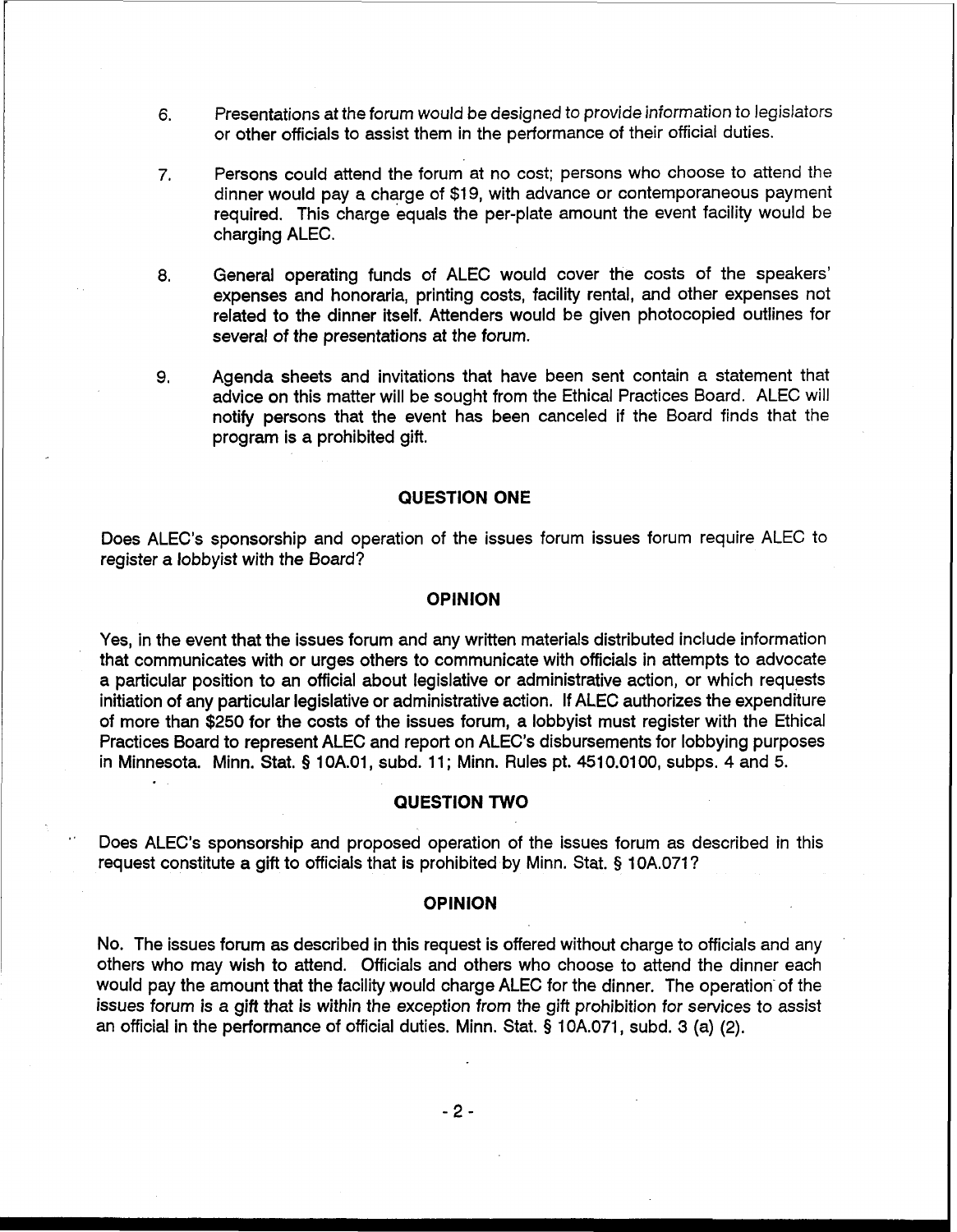6. Presentations at the forum would be designed to provide information to legislators or other officials to assist them in the performance of their official duties.

7. Persons could attend the forum at no cost; persons who choose to attend the dinner would pay a charge of $19, with advance or contemporaneous payment required. This charge equals the per-plate amount the event facility would be charging ALEC.

8. General operating funds of ALEC would cover the costs of the speakers' expenses and honoraria, printing costs, facility rental, and other expenses not related to the dinner itself. Attenders would be given photocopied outlines for several of the presentations at the forum.

9. Agenda sheets and invitations that have been sent contain a statement that advice on this matter will be sought from the Ethical Practices Board. ALEC will notify persons that the event has been canceled if the Board finds that the program is a prohibited gift.

## QUESTION ONE

Does ALEC's sponsorship and operation of the issues forum issues forum require ALEC to register a lobbyist with the Board?

## OPINION

Yes, in the event that the issues forum and any written materials distributed include information that communicates with or urges others to communicate with officials in attempts to advocate a particular position to an official about legislative or administrative action, or which requests initiation of any particular legislative or administrative action. If ALEC authorizes the expenditure of more than $250 for the costs of the issues forum, a lobbyist must register with the Ethical Practices Board to represent ALEC and report on ALEC's disbursements for lobbying purposes in Minnesota. Minn. Stat. § 10A.01, subd. 11; Minn. Rules pt. 4510.0100, subps. 4 and 5.

## QUESTION TWO

Does ALEC's sponsorship and proposed operation of the issues forum as described in this request constitute a gift to officials that is prohibited by Minn. Stat. § 10A.071?

## OPINION

No. The issues forum as described in this request is offered without charge to officials and any others who may wish to attend. Officials and others who choose to attend the dinner each would pay the amount that the facility would charge ALEC for the dinner. The operation of the issues forum is a gift that is within the exception from the gift prohibition for services to assist an official in the performance of official duties. Minn. Stat. § 10A.071, subd. 3 (a) (2).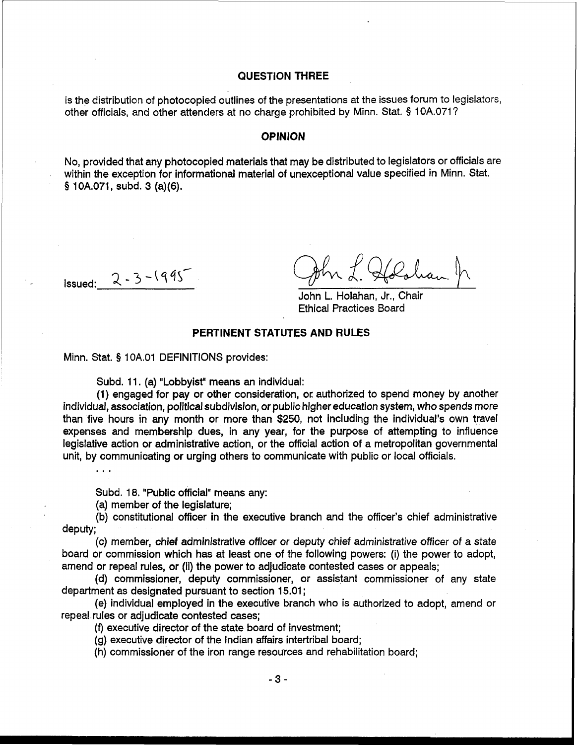## QUESTION THREE

Is the distribution of photocopied outlines of the presentations at the issues forum to legislators, other officials, and other attenders at no charge prohibited by Minn. Stat. § 10A.071?

## OPINION

No, provided that any photocopied materials that may be distributed to legislators or officials are within the exception for informational material of unexceptional value specified in Minn. Stat. § 10A.071, subd. 3 (a)(6).

Issued: 2-3-1995

John L. Holahan, Jr., Chair
Ethical Practices Board

## PERTINENT STATUTES AND RULES

Minn. Stat. § 10A.01 DEFINITIONS provides:

Subd. 11. (a) "Lobbyist" means an individual:

(1) engaged for pay or other consideration, or authorized to spend money by another individual, association, political subdivision, or public higher education system, who spends more than five hours in any month or more than $250, not including the individual's own travel expenses and membership dues, in any year, for the purpose of attempting to influence legislative action or administrative action, or the official action of a metropolitan governmental unit, by communicating or urging others to communicate with public or local officials.

. . .

Subd. 18. "Public official" means any:

(a) member of the legislature;

(b) constitutional officer in the executive branch and the officer's chief administrative deputy;

(c) member, chief administrative officer or deputy chief administrative officer of a state board or commission which has at least one of the following powers: (i) the power to adopt, amend or repeal rules, or (ii) the power to adjudicate contested cases or appeals;

(d) commissioner, deputy commissioner, or assistant commissioner of any state department as designated pursuant to section 15.01;

(e) individual employed in the executive branch who is authorized to adopt, amend or repeal rules or adjudicate contested cases;

(f) executive director of the state board of investment;

(g) executive director of the Indian affairs intertribal board;

(h) commissioner of the iron range resources and rehabilitation board;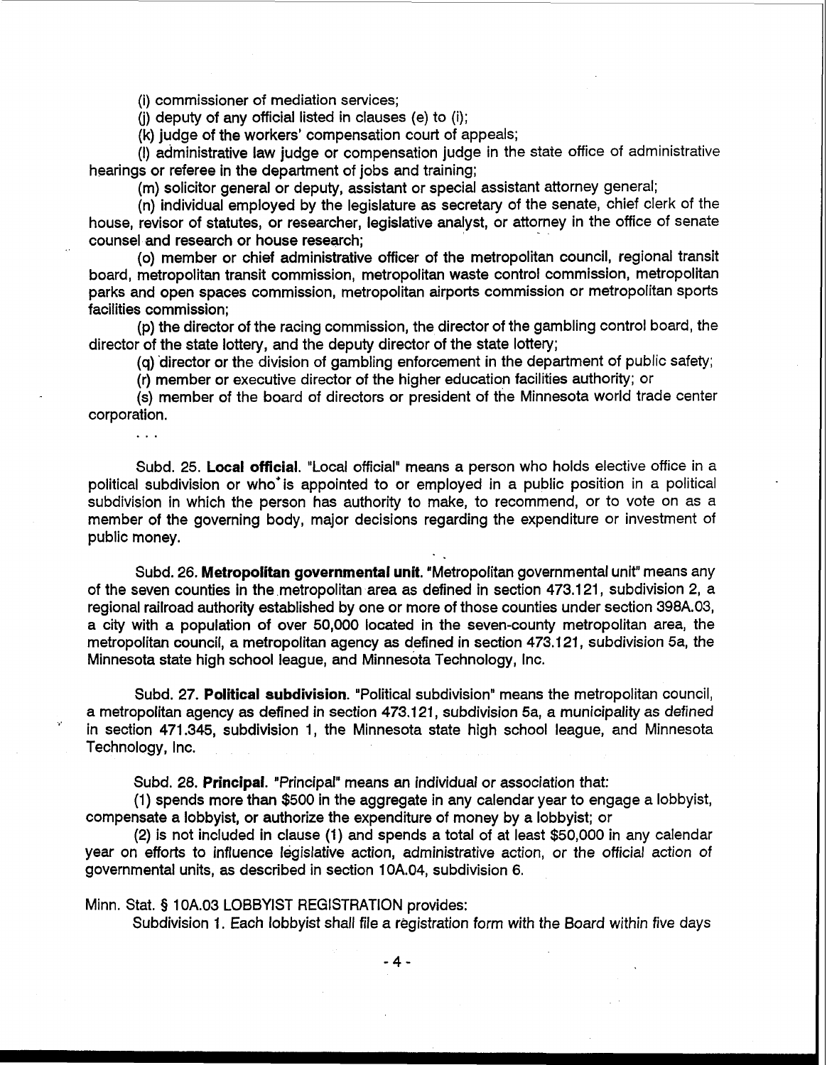(i) commissioner of mediation services;

(j) deputy of any official listed in clauses (e) to (i);

(k) judge of the workers' compensation court of appeals;

(l) administrative law judge or compensation judge in the state office of administrative hearings or referee in the department of jobs and training;

(m) solicitor general or deputy, assistant or special assistant attorney general;

(n) individual employed by the legislature as secretary of the senate, chief clerk of the house, revisor of statutes, or researcher, legislative analyst, or attorney in the office of senate counsel and research or house research;

(o) member or chief administrative officer of the metropolitan council, regional transit board, metropolitan transit commission, metropolitan waste control commission, metropolitan parks and open spaces commission, metropolitan airports commission or metropolitan sports facilities commission;

(p) the director of the racing commission, the director of the gambling control board, the director of the state lottery, and the deputy director of the state lottery;

(q) director or the division of gambling enforcement in the department of public safety;

(r) member or executive director of the higher education facilities authority; or

(s) member of the board of directors or president of the Minnesota world trade center corporation.

. . .

Subd. 25. **Local official**. "Local official" means a person who holds elective office in a political subdivision or who is appointed to or employed in a public position in a political subdivision in which the person has authority to make, to recommend, or to vote on as a member of the governing body, major decisions regarding the expenditure or investment of public money.

Subd. 26. **Metropolitan governmental unit**. "Metropolitan governmental unit" means any of the seven counties in the metropolitan area as defined in section 473.121, subdivision 2, a regional railroad authority established by one or more of those counties under section 398A.03, a city with a population of over 50,000 located in the seven-county metropolitan area, the metropolitan council, a metropolitan agency as defined in section 473.121, subdivision 5a, the Minnesota state high school league, and Minnesota Technology, Inc.

Subd. 27. **Political subdivision**. "Political subdivision" means the metropolitan council, a metropolitan agency as defined in section 473.121, subdivision 5a, a municipality as defined in section 471.345, subdivision 1, the Minnesota state high school league, and Minnesota Technology, Inc.

Subd. 28. **Principal**. "Principal" means an individual or association that:

(1) spends more than $500 in the aggregate in any calendar year to engage a lobbyist, compensate a lobbyist, or authorize the expenditure of money by a lobbyist; or

(2) is not included in clause (1) and spends a total of at least $50,000 in any calendar year on efforts to influence legislative action, administrative action, or the official action of governmental units, as described in section 10A.04, subdivision 6.

Minn. Stat. § 10A.03 LOBBYIST REGISTRATION provides:

Subdivision 1. Each lobbyist shall file a registration form with the Board within five days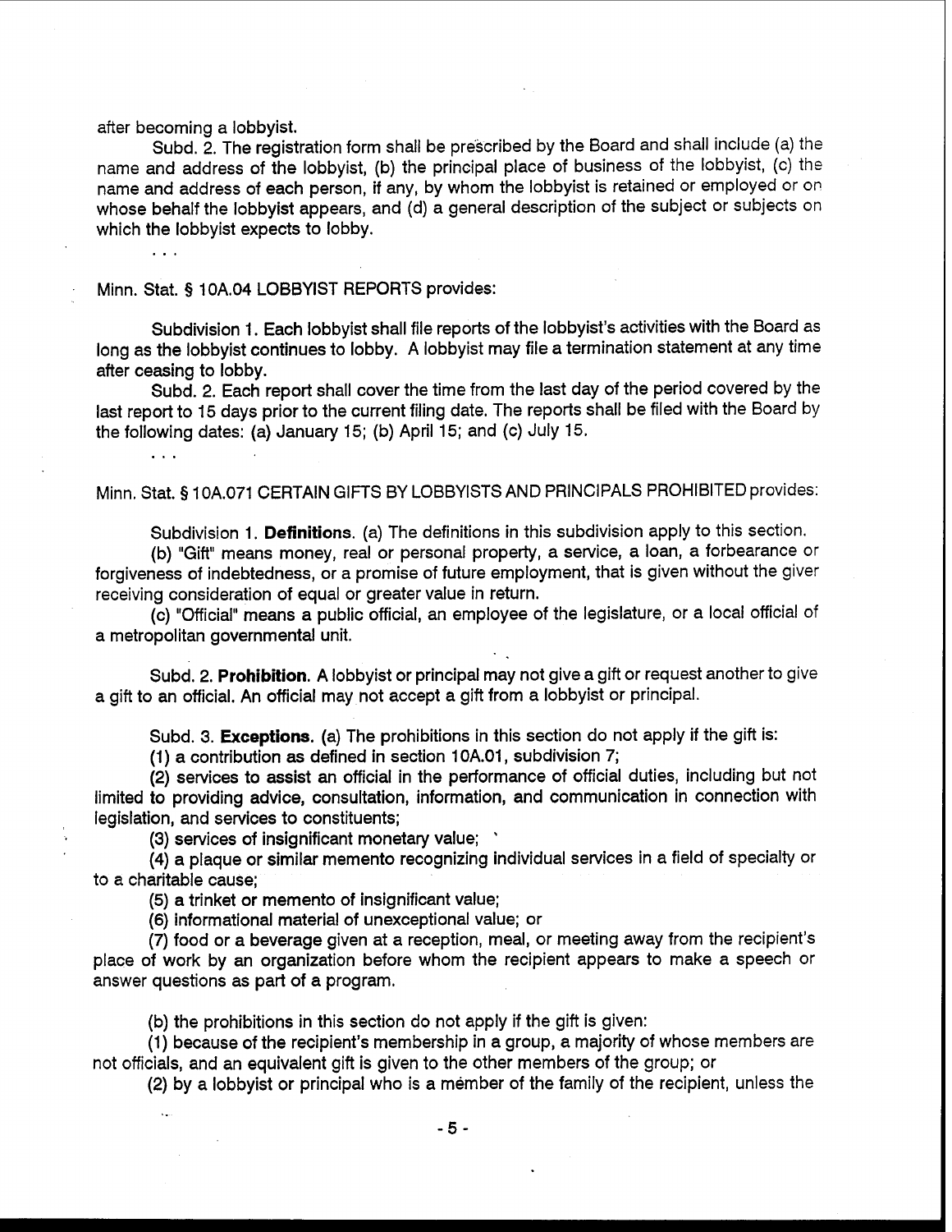after becoming a lobbyist.

Subd. 2. The registration form shall be prescribed by the Board and shall include (a) the name and address of the lobbyist, (b) the principal place of business of the lobbyist, (c) the name and address of each person, if any, by whom the lobbyist is retained or employed or on whose behalf the lobbyist appears, and (d) a general description of the subject or subjects on which the lobbyist expects to lobby.

. . .

Minn. Stat. § 10A.04 LOBBYIST REPORTS provides:

Subdivision 1. Each lobbyist shall file reports of the lobbyist's activities with the Board as long as the lobbyist continues to lobby. A lobbyist may file a termination statement at any time after ceasing to lobby.

Subd. 2. Each report shall cover the time from the last day of the period covered by the last report to 15 days prior to the current filing date. The reports shall be filed with the Board by the following dates: (a) January 15; (b) April 15; and (c) July 15.

. . .

Minn. Stat. § 10A.071 CERTAIN GIFTS BY LOBBYISTS AND PRINCIPALS PROHIBITED provides:

Subdivision 1. **Definitions**. (a) The definitions in this subdivision apply to this section.

(b) "Gift" means money, real or personal property, a service, a loan, a forbearance or forgiveness of indebtedness, or a promise of future employment, that is given without the giver receiving consideration of equal or greater value in return.

(c) "Official" means a public official, an employee of the legislature, or a local official of a metropolitan governmental unit.

Subd. 2. **Prohibition**. A lobbyist or principal may not give a gift or request another to give a gift to an official. An official may not accept a gift from a lobbyist or principal.

Subd. 3. **Exceptions**. (a) The prohibitions in this section do not apply if the gift is:

(1) a contribution as defined in section 10A.01, subdivision 7;

(2) services to assist an official in the performance of official duties, including but not limited to providing advice, consultation, information, and communication in connection with legislation, and services to constituents;

(3) services of insignificant monetary value;

(4) a plaque or similar memento recognizing individual services in a field of specialty or to a charitable cause;

(5) a trinket or memento of insignificant value;

(6) informational material of unexceptional value; or

(7) food or a beverage given at a reception, meal, or meeting away from the recipient's place of work by an organization before whom the recipient appears to make a speech or answer questions as part of a program.

(b) the prohibitions in this section do not apply if the gift is given:

(1) because of the recipient's membership in a group, a majority of whose members are not officials, and an equivalent gift is given to the other members of the group; or

(2) by a lobbyist or principal who is a member of the family of the recipient, unless the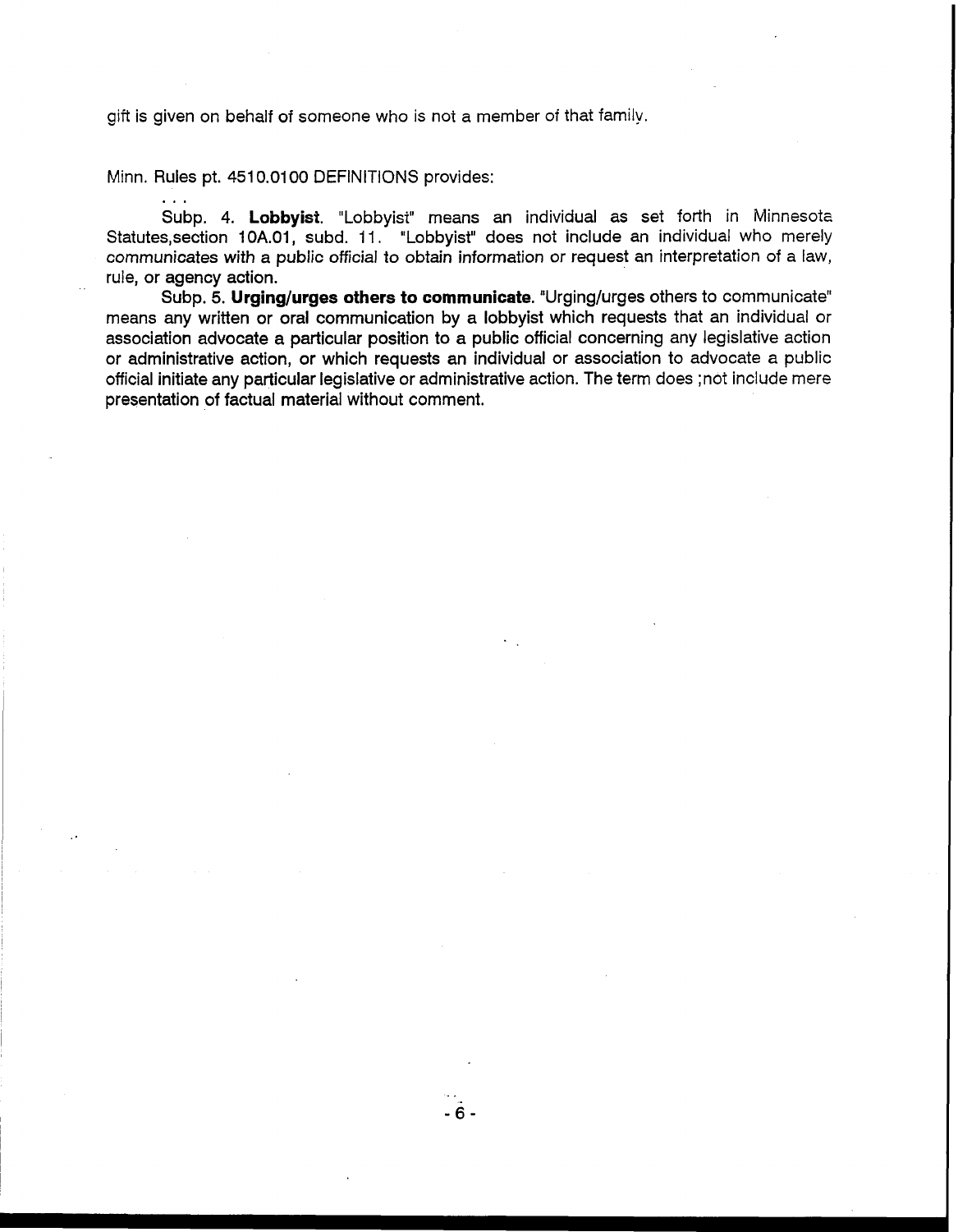gift is given on behalf of someone who is not a member of that family.

Minn. Rules pt. 4510.0100 DEFINITIONS provides:

. . .

Subp. 4. **Lobbyist**. "Lobbyist" means an individual as set forth in Minnesota Statutes,section 10A.01, subd. 11. "Lobbyist" does not include an individual who merely communicates with a public official to obtain information or request an interpretation of a law, rule, or agency action.

Subp. 5. **Urging/urges others to communicate**. "Urging/urges others to communicate" means any written or oral communication by a lobbyist which requests that an individual or association advocate a particular position to a public official concerning any legislative action or administrative action, or which requests an individual or association to advocate a public official initiate any particular legislative or administrative action. The term does ;not include mere presentation of factual material without comment.